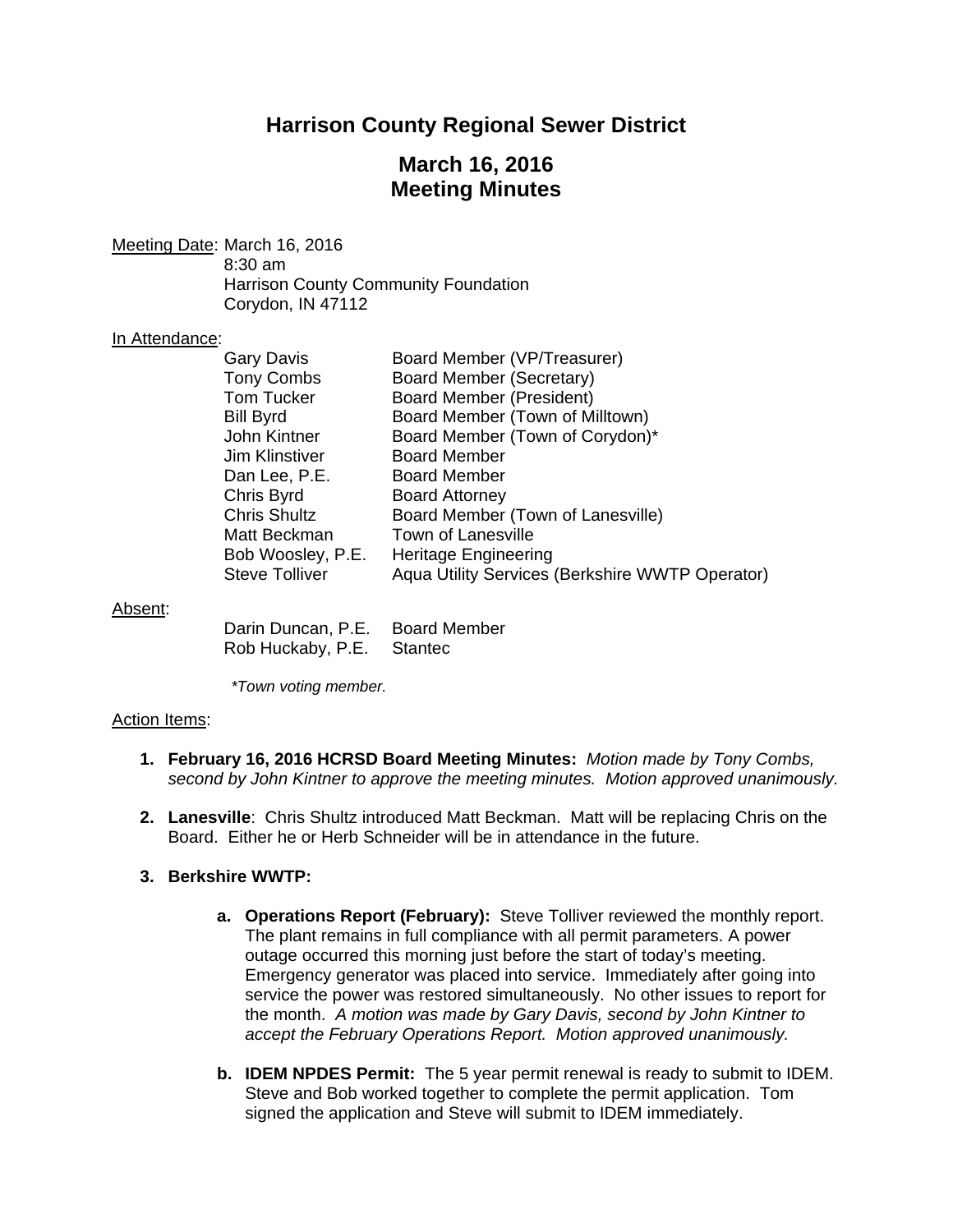# Harrison County Regional Sewer District

## March 16, 2016
## Meeting Minutes

Meeting Date: March 16, 2016
8:30 am
Harrison County Community Foundation
Corydon, IN 47112

In Attendance:

| | |
|---|---|
| Gary Davis | Board Member (VP/Treasurer) |
| Tony Combs | Board Member (Secretary) |
| Tom Tucker | Board Member (President) |
| Bill Byrd | Board Member (Town of Milltown) |
| John Kintner | Board Member (Town of Corydon)* |
| Jim Klinstiver | Board Member |
| Dan Lee, P.E. | Board Member |
| Chris Byrd | Board Attorney |
| Chris Shultz | Board Member (Town of Lanesville) |
| Matt Beckman | Town of Lanesville |
| Bob Woosley, P.E. | Heritage Engineering |
| Steve Tolliver | Aqua Utility Services (Berkshire WWTP Operator) |

Absent:

| | |
|---|---|
| Darin Duncan, P.E. | Board Member |
| Rob Huckaby, P.E. | Stantec |

*\*Town voting member.*

Action Items:

1. **February 16, 2016 HCRSD Board Meeting Minutes:** *Motion made by Tony Combs, second by John Kintner to approve the meeting minutes. Motion approved unanimously.*

2. **Lanesville**: Chris Shultz introduced Matt Beckman. Matt will be replacing Chris on the Board. Either he or Herb Schneider will be in attendance in the future.

3. **Berkshire WWTP:**

   a. **Operations Report (February):** Steve Tolliver reviewed the monthly report. The plant remains in full compliance with all permit parameters. A power outage occurred this morning just before the start of today's meeting. Emergency generator was placed into service. Immediately after going into service the power was restored simultaneously. No other issues to report for the month. *A motion was made by Gary Davis, second by John Kintner to accept the February Operations Report. Motion approved unanimously.*

   b. **IDEM NPDES Permit:** The 5 year permit renewal is ready to submit to IDEM. Steve and Bob worked together to complete the permit application. Tom signed the application and Steve will submit to IDEM immediately.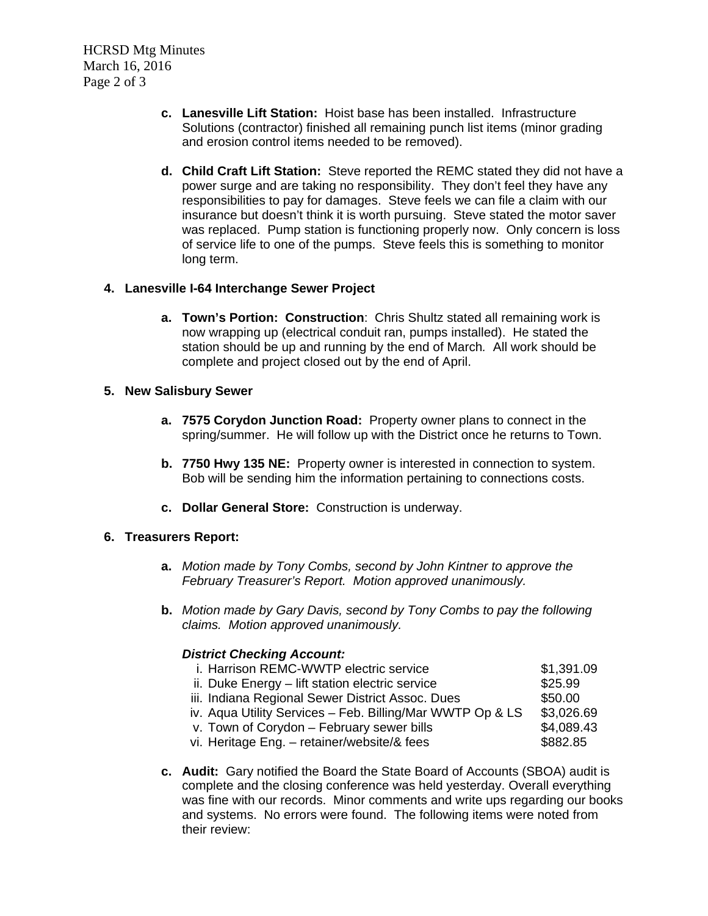c. **Lanesville Lift Station:** Hoist base has been installed. Infrastructure Solutions (contractor) finished all remaining punch list items (minor grading and erosion control items needed to be removed).

d. **Child Craft Lift Station:** Steve reported the REMC stated they did not have a power surge and are taking no responsibility. They don't feel they have any responsibilities to pay for damages. Steve feels we can file a claim with our insurance but doesn't think it is worth pursuing. Steve stated the motor saver was replaced. Pump station is functioning properly now. Only concern is loss of service life to one of the pumps. Steve feels this is something to monitor long term.

**4. Lanesville I-64 Interchange Sewer Project**

a. **Town's Portion: Construction**: Chris Shultz stated all remaining work is now wrapping up (electrical conduit ran, pumps installed). He stated the station should be up and running by the end of March. All work should be complete and project closed out by the end of April.

**5. New Salisbury Sewer**

a. **7575 Corydon Junction Road:** Property owner plans to connect in the spring/summer. He will follow up with the District once he returns to Town.

b. **7750 Hwy 135 NE:** Property owner is interested in connection to system. Bob will be sending him the information pertaining to connections costs.

c. **Dollar General Store:** Construction is underway.

**6. Treasurers Report:**

a. *Motion made by Tony Combs, second by John Kintner to approve the February Treasurer's Report. Motion approved unanimously.*

b. *Motion made by Gary Davis, second by Tony Combs to pay the following claims. Motion approved unanimously.*

***District Checking Account:***

| | |
|---|---|
| i. Harrison REMC-WWTP electric service | $1,391.09 |
| ii. Duke Energy – lift station electric service | $25.99 |
| iii. Indiana Regional Sewer District Assoc. Dues | $50.00 |
| iv. Aqua Utility Services – Feb. Billing/Mar WWTP Op & LS | $3,026.69 |
| v. Town of Corydon – February sewer bills | $4,089.43 |
| vi. Heritage Eng. – retainer/website/& fees | $882.85 |

c. **Audit:** Gary notified the Board the State Board of Accounts (SBOA) audit is complete and the closing conference was held yesterday. Overall everything was fine with our records. Minor comments and write ups regarding our books and systems. No errors were found. The following items were noted from their review: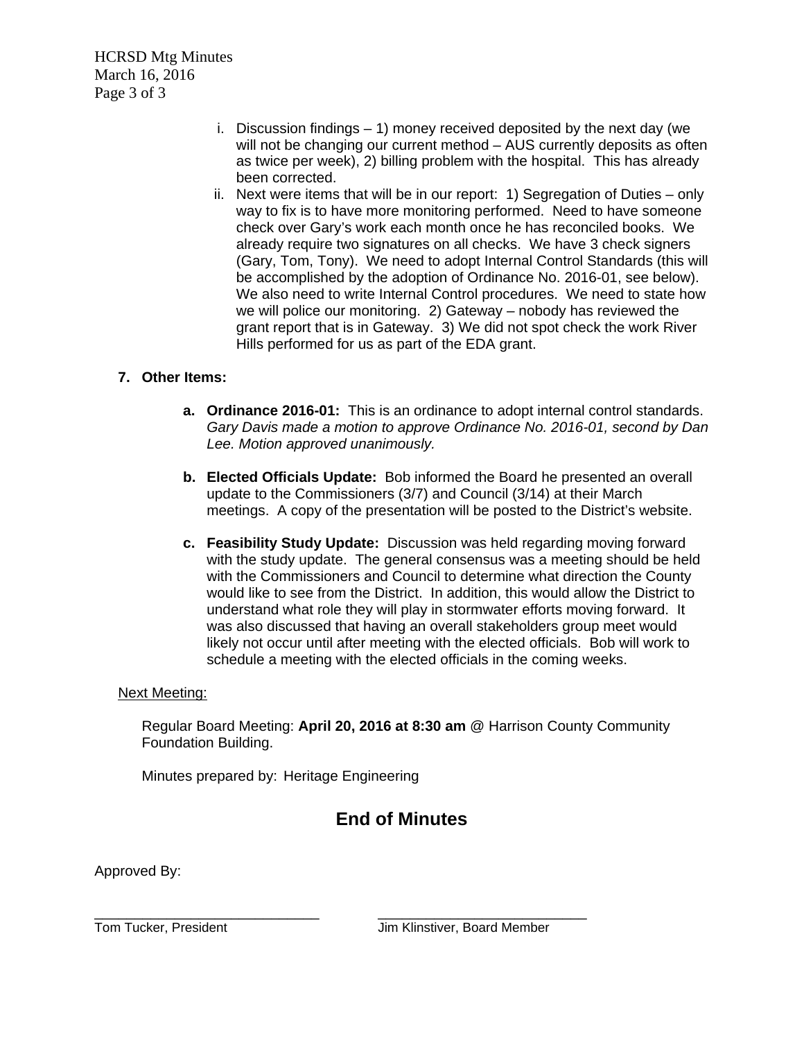i. Discussion findings – 1) money received deposited by the next day (we will not be changing our current method – AUS currently deposits as often as twice per week), 2) billing problem with the hospital. This has already been corrected.

ii. Next were items that will be in our report: 1) Segregation of Duties – only way to fix is to have more monitoring performed. Need to have someone check over Gary's work each month once he has reconciled books. We already require two signatures on all checks. We have 3 check signers (Gary, Tom, Tony). We need to adopt Internal Control Standards (this will be accomplished by the adoption of Ordinance No. 2016-01, see below). We also need to write Internal Control procedures. We need to state how we will police our monitoring. 2) Gateway – nobody has reviewed the grant report that is in Gateway. 3) We did not spot check the work River Hills performed for us as part of the EDA grant.

**7. Other Items:**

**a. Ordinance 2016-01:** This is an ordinance to adopt internal control standards. *Gary Davis made a motion to approve Ordinance No. 2016-01, second by Dan Lee. Motion approved unanimously.*

**b. Elected Officials Update:** Bob informed the Board he presented an overall update to the Commissioners (3/7) and Council (3/14) at their March meetings. A copy of the presentation will be posted to the District's website.

**c. Feasibility Study Update:** Discussion was held regarding moving forward with the study update. The general consensus was a meeting should be held with the Commissioners and Council to determine what direction the County would like to see from the District. In addition, this would allow the District to understand what role they will play in stormwater efforts moving forward. It was also discussed that having an overall stakeholders group meet would likely not occur until after meeting with the elected officials. Bob will work to schedule a meeting with the elected officials in the coming weeks.

Next Meeting:

Regular Board Meeting: **April 20, 2016 at 8:30 am** @ Harrison County Community Foundation Building.

Minutes prepared by: Heritage Engineering

## End of Minutes

Approved By:

\_\_\_\_\_\_\_\_\_\_\_\_\_\_\_\_\_\_\_\_\_\_\_\_\_\_\_\_\_\_ \_\_\_\_\_\_\_\_\_\_\_\_\_\_\_\_\_\_\_\_\_\_\_\_\_\_\_\_\_\_

Tom Tucker, President Jim Klinstiver, Board Member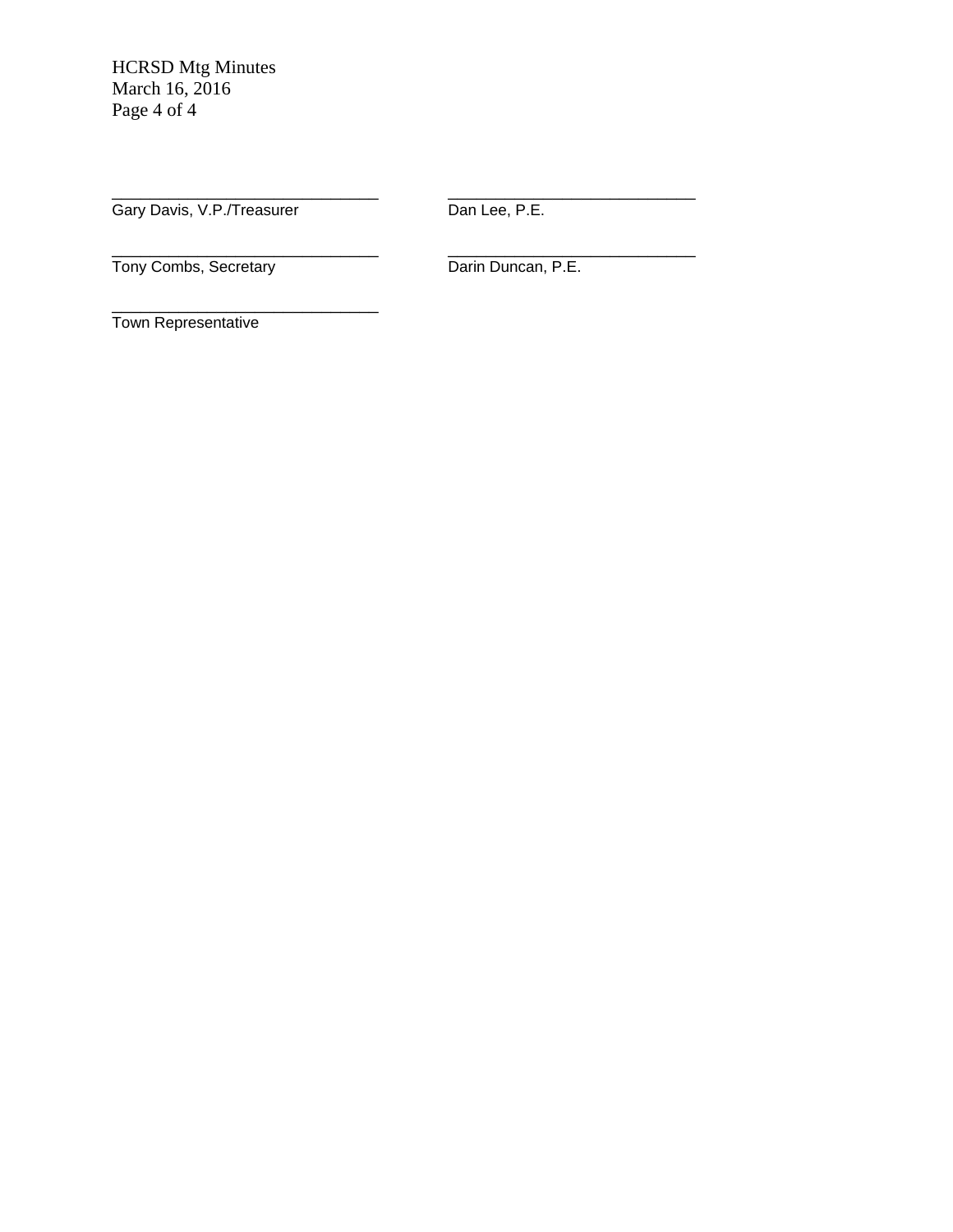\_\_\_\_\_\_\_\_\_\_\_\_\_\_\_\_\_\_\_\_\_\_\_\_\_\_\_\_\_\_
Gary Davis, V.P./Treasurer

\_\_\_\_\_\_\_\_\_\_\_\_\_\_\_\_\_\_\_\_\_\_\_\_\_\_\_\_\_\_
Dan Lee, P.E.

\_\_\_\_\_\_\_\_\_\_\_\_\_\_\_\_\_\_\_\_\_\_\_\_\_\_\_\_\_\_
Tony Combs, Secretary

\_\_\_\_\_\_\_\_\_\_\_\_\_\_\_\_\_\_\_\_\_\_\_\_\_\_\_\_\_\_
Darin Duncan, P.E.

\_\_\_\_\_\_\_\_\_\_\_\_\_\_\_\_\_\_\_\_\_\_\_\_\_\_\_\_\_\_
Town Representative